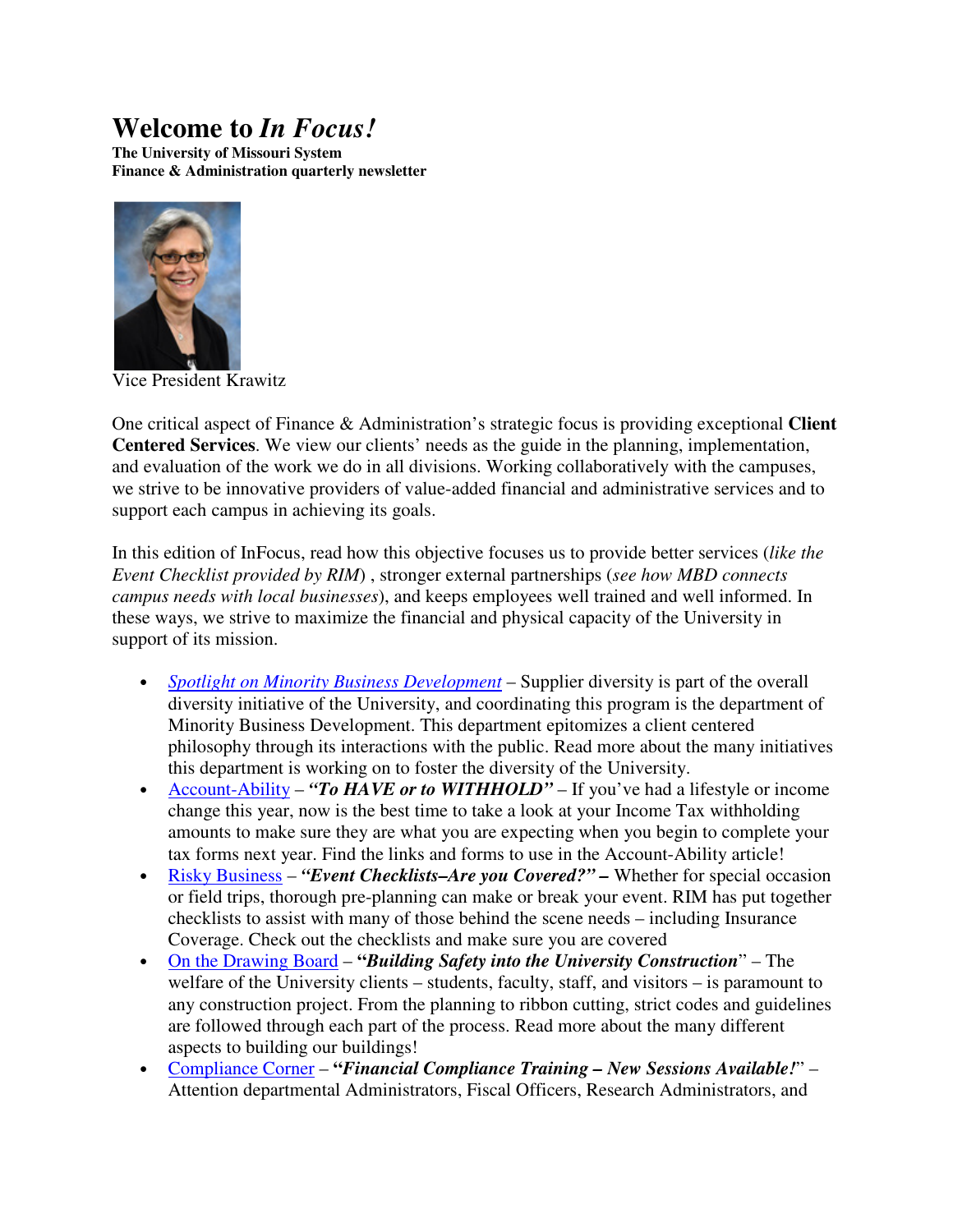# Welcome to *In Focus!*

**The University of Missouri System**
**Finance & Administration quarterly newsletter**

Vice President Krawitz

One critical aspect of Finance & Administration's strategic focus is providing exceptional **Client Centered Services**. We view our clients' needs as the guide in the planning, implementation, and evaluation of the work we do in all divisions. Working collaboratively with the campuses, we strive to be innovative providers of value-added financial and administrative services and to support each campus in achieving its goals.

In this edition of InFocus, read how this objective focuses us to provide better services (*like the Event Checklist provided by RIM*) , stronger external partnerships (*see how MBD connects campus needs with local businesses*), and keeps employees well trained and well informed. In these ways, we strive to maximize the financial and physical capacity of the University in support of its mission.

- *Spotlight on Minority Business Development* – Supplier diversity is part of the overall diversity initiative of the University, and coordinating this program is the department of Minority Business Development. This department epitomizes a client centered philosophy through its interactions with the public. Read more about the many initiatives this department is working on to foster the diversity of the University.
- Account-Ability – ***"To HAVE or to WITHHOLD"*** – If you've had a lifestyle or income change this year, now is the best time to take a look at your Income Tax withholding amounts to make sure they are what you are expecting when you begin to complete your tax forms next year. Find the links and forms to use in the Account-Ability article!
- Risky Business – ***"Event Checklists–Are you Covered?" –*** Whether for special occasion or field trips, thorough pre-planning can make or break your event. RIM has put together checklists to assist with many of those behind the scene needs – including Insurance Coverage. Check out the checklists and make sure you are covered
- On the Drawing Board – **"*Building Safety into the University Construction*"** – The welfare of the University clients – students, faculty, staff, and visitors – is paramount to any construction project. From the planning to ribbon cutting, strict codes and guidelines are followed through each part of the process. Read more about the many different aspects to building our buildings!
- Compliance Corner – **"*Financial Compliance Training – New Sessions Available!*"** – Attention departmental Administrators, Fiscal Officers, Research Administrators, and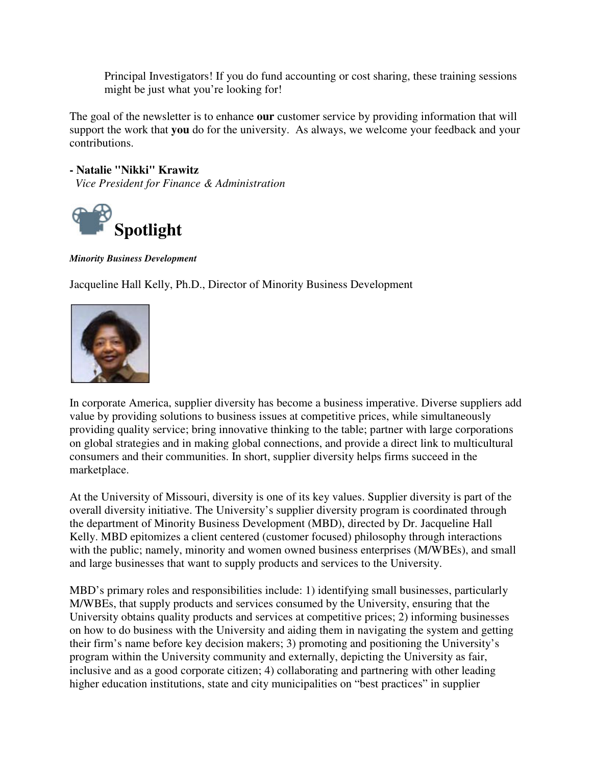Principal Investigators! If you do fund accounting or cost sharing, these training sessions might be just what you're looking for!

The goal of the newsletter is to enhance **our** customer service by providing information that will support the work that **you** do for the university. As always, we welcome your feedback and your contributions.

**- Natalie "Nikki" Krawitz**
*Vice President for Finance & Administration*

# Spotlight

***Minority Business Development***

Jacqueline Hall Kelly, Ph.D., Director of Minority Business Development

In corporate America, supplier diversity has become a business imperative. Diverse suppliers add value by providing solutions to business issues at competitive prices, while simultaneously providing quality service; bring innovative thinking to the table; partner with large corporations on global strategies and in making global connections, and provide a direct link to multicultural consumers and their communities. In short, supplier diversity helps firms succeed in the marketplace.

At the University of Missouri, diversity is one of its key values. Supplier diversity is part of the overall diversity initiative. The University's supplier diversity program is coordinated through the department of Minority Business Development (MBD), directed by Dr. Jacqueline Hall Kelly. MBD epitomizes a client centered (customer focused) philosophy through interactions with the public; namely, minority and women owned business enterprises (M/WBEs), and small and large businesses that want to supply products and services to the University.

MBD's primary roles and responsibilities include: 1) identifying small businesses, particularly M/WBEs, that supply products and services consumed by the University, ensuring that the University obtains quality products and services at competitive prices; 2) informing businesses on how to do business with the University and aiding them in navigating the system and getting their firm's name before key decision makers; 3) promoting and positioning the University's program within the University community and externally, depicting the University as fair, inclusive and as a good corporate citizen; 4) collaborating and partnering with other leading higher education institutions, state and city municipalities on "best practices" in supplier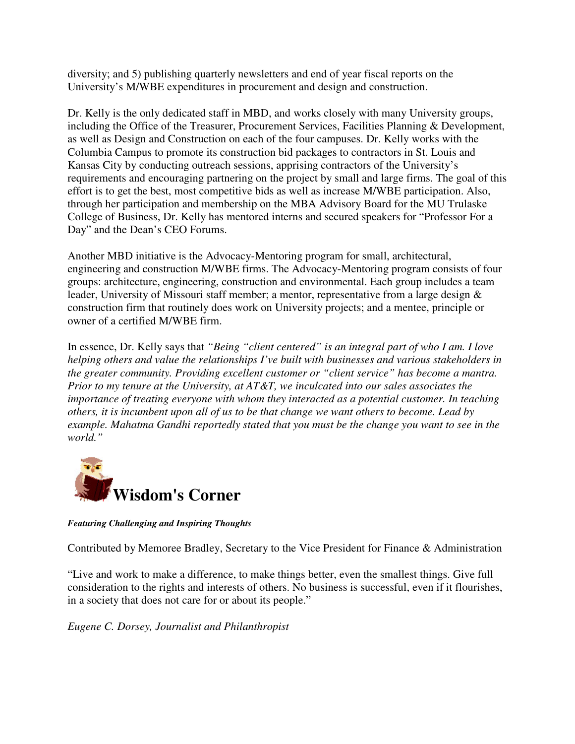diversity; and 5) publishing quarterly newsletters and end of year fiscal reports on the University's M/WBE expenditures in procurement and design and construction.

Dr. Kelly is the only dedicated staff in MBD, and works closely with many University groups, including the Office of the Treasurer, Procurement Services, Facilities Planning & Development, as well as Design and Construction on each of the four campuses. Dr. Kelly works with the Columbia Campus to promote its construction bid packages to contractors in St. Louis and Kansas City by conducting outreach sessions, apprising contractors of the University's requirements and encouraging partnering on the project by small and large firms. The goal of this effort is to get the best, most competitive bids as well as increase M/WBE participation. Also, through her participation and membership on the MBA Advisory Board for the MU Trulaske College of Business, Dr. Kelly has mentored interns and secured speakers for "Professor For a Day" and the Dean's CEO Forums.

Another MBD initiative is the Advocacy-Mentoring program for small, architectural, engineering and construction M/WBE firms. The Advocacy-Mentoring program consists of four groups: architecture, engineering, construction and environmental. Each group includes a team leader, University of Missouri staff member; a mentor, representative from a large design & construction firm that routinely does work on University projects; and a mentee, principle or owner of a certified M/WBE firm.

In essence, Dr. Kelly says that *"Being "client centered" is an integral part of who I am. I love helping others and value the relationships I've built with businesses and various stakeholders in the greater community. Providing excellent customer or "client service" has become a mantra. Prior to my tenure at the University, at AT&T, we inculcated into our sales associates the importance of treating everyone with whom they interacted as a potential customer. In teaching others, it is incumbent upon all of us to be that change we want others to become. Lead by example. Mahatma Gandhi reportedly stated that you must be the change you want to see in the world."*

# Wisdom's Corner

***Featuring Challenging and Inspiring Thoughts***

Contributed by Memoree Bradley, Secretary to the Vice President for Finance & Administration

"Live and work to make a difference, to make things better, even the smallest things. Give full consideration to the rights and interests of others. No business is successful, even if it flourishes, in a society that does not care for or about its people."

*Eugene C. Dorsey, Journalist and Philanthropist*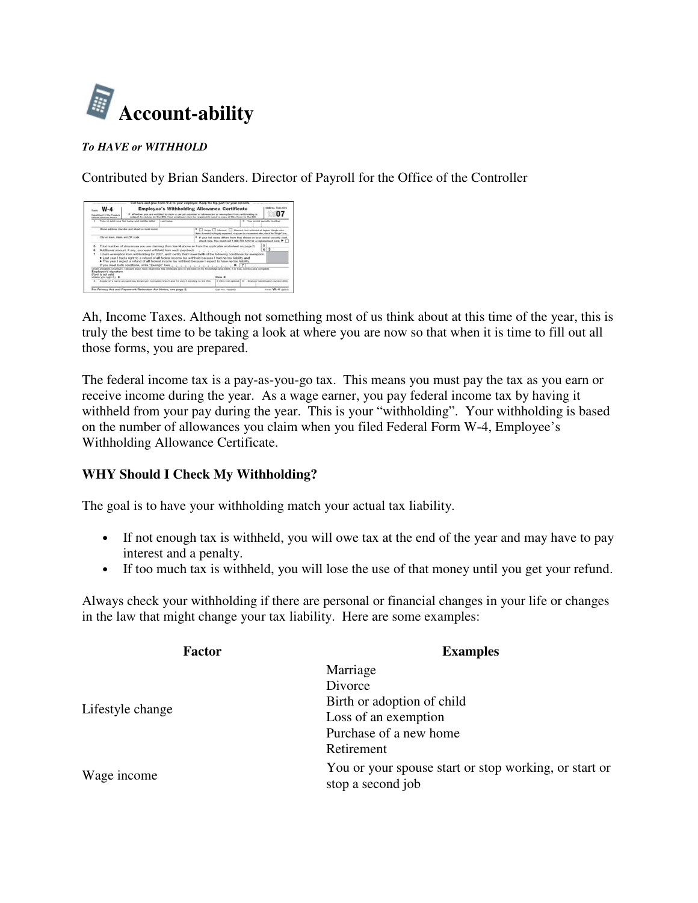# Account-ability

***To HAVE or WITHHOLD***

Contributed by Brian Sanders. Director of Payroll for the Office of the Controller

Ah, Income Taxes. Although not something most of us think about at this time of the year, this is truly the best time to be taking a look at where you are now so that when it is time to fill out all those forms, you are prepared.

The federal income tax is a pay-as-you-go tax. This means you must pay the tax as you earn or receive income during the year. As a wage earner, you pay federal income tax by having it withheld from your pay during the year. This is your "withholding". Your withholding is based on the number of allowances you claim when you filed Federal Form W-4, Employee's Withholding Allowance Certificate.

**WHY Should I Check My Withholding?**

The goal is to have your withholding match your actual tax liability.

- If not enough tax is withheld, you will owe tax at the end of the year and may have to pay interest and a penalty.
- If too much tax is withheld, you will lose the use of that money until you get your refund.

Always check your withholding if there are personal or financial changes in your life or changes in the law that might change your tax liability. Here are some examples:

| Factor | Examples |
|---|---|
| Lifestyle change | Marriage<br>Divorce<br>Birth or adoption of child<br>Loss of an exemption<br>Purchase of a new home<br>Retirement |
| Wage income | You or your spouse start or stop working, or start or stop a second job |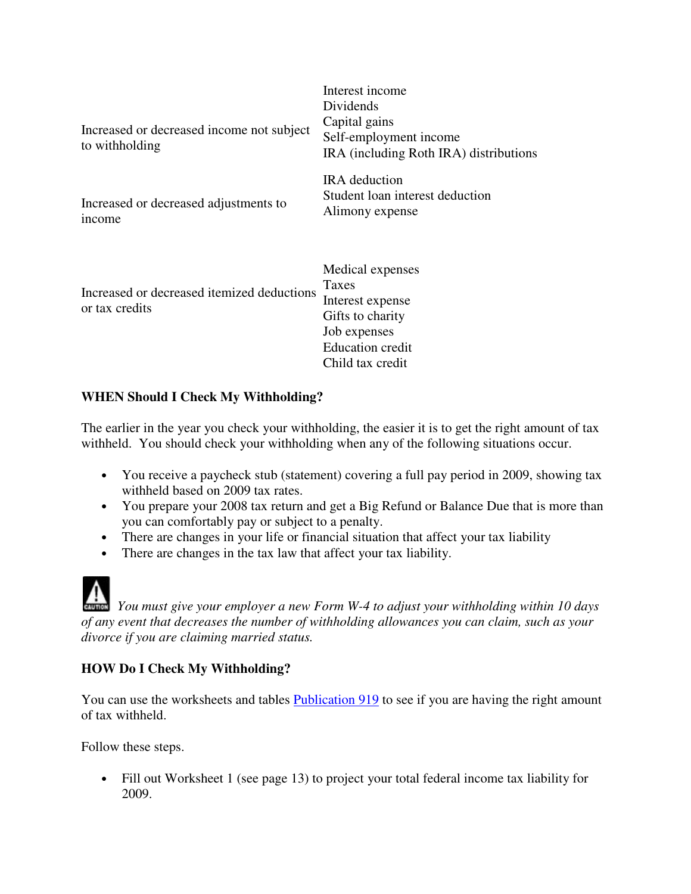| | |
|---|---|
| Increased or decreased income not subject to withholding | Interest income<br>Dividends<br>Capital gains<br>Self-employment income<br>IRA (including Roth IRA) distributions |
| Increased or decreased adjustments to income | IRA deduction<br>Student loan interest deduction<br>Alimony expense |
| Increased or decreased itemized deductions or tax credits | Medical expenses<br>Taxes<br>Interest expense<br>Gifts to charity<br>Job expenses<br>Education credit<br>Child tax credit |

**WHEN Should I Check My Withholding?**

The earlier in the year you check your withholding, the easier it is to get the right amount of tax withheld. You should check your withholding when any of the following situations occur.

- You receive a paycheck stub (statement) covering a full pay period in 2009, showing tax withheld based on 2009 tax rates.
- You prepare your 2008 tax return and get a Big Refund or Balance Due that is more than you can comfortably pay or subject to a penalty.
- There are changes in your life or financial situation that affect your tax liability
- There are changes in the tax law that affect your tax liability.

CAUTION *You must give your employer a new Form W-4 to adjust your withholding within 10 days of any event that decreases the number of withholding allowances you can claim, such as your divorce if you are claiming married status.*

**HOW Do I Check My Withholding?**

You can use the worksheets and tables Publication 919 to see if you are having the right amount of tax withheld.

Follow these steps.

- Fill out Worksheet 1 (see page 13) to project your total federal income tax liability for 2009.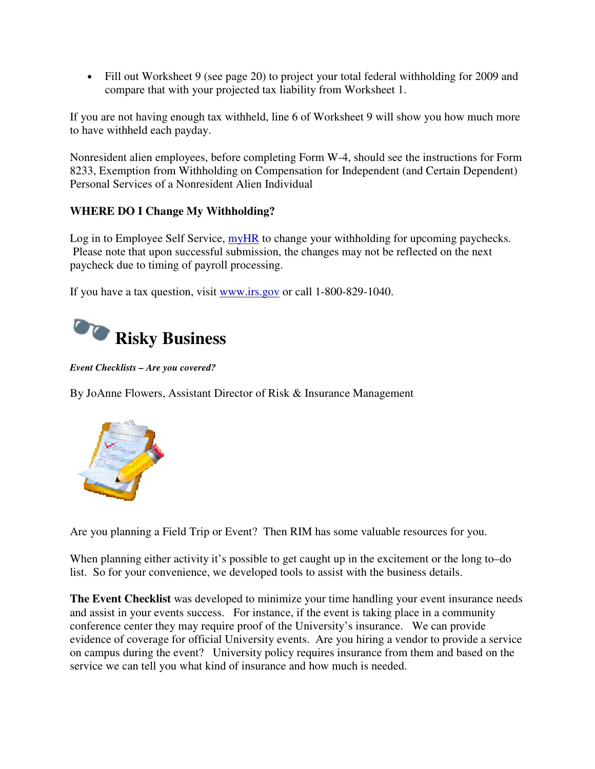- Fill out Worksheet 9 (see page 20) to project your total federal withholding for 2009 and compare that with your projected tax liability from Worksheet 1.

If you are not having enough tax withheld, line 6 of Worksheet 9 will show you how much more to have withheld each payday.

Nonresident alien employees, before completing Form W-4, should see the instructions for Form 8233, Exemption from Withholding on Compensation for Independent (and Certain Dependent) Personal Services of a Nonresident Alien Individual

**WHERE DO I Change My Withholding?**

Log in to Employee Self Service, [myHR](myHR) to change your withholding for upcoming paychecks. Please note that upon successful submission, the changes may not be reflected on the next paycheck due to timing of payroll processing.

If you have a tax question, visit [www.irs.gov](http://www.irs.gov) or call 1-800-829-1040.

# Risky Business

***Event Checklists – Are you covered?***

By JoAnne Flowers, Assistant Director of Risk & Insurance Management

Are you planning a Field Trip or Event? Then RIM has some valuable resources for you.

When planning either activity it's possible to get caught up in the excitement or the long to–do list. So for your convenience, we developed tools to assist with the business details.

**The Event Checklist** was developed to minimize your time handling your event insurance needs and assist in your events success. For instance, if the event is taking place in a community conference center they may require proof of the University's insurance. We can provide evidence of coverage for official University events. Are you hiring a vendor to provide a service on campus during the event? University policy requires insurance from them and based on the service we can tell you what kind of insurance and how much is needed.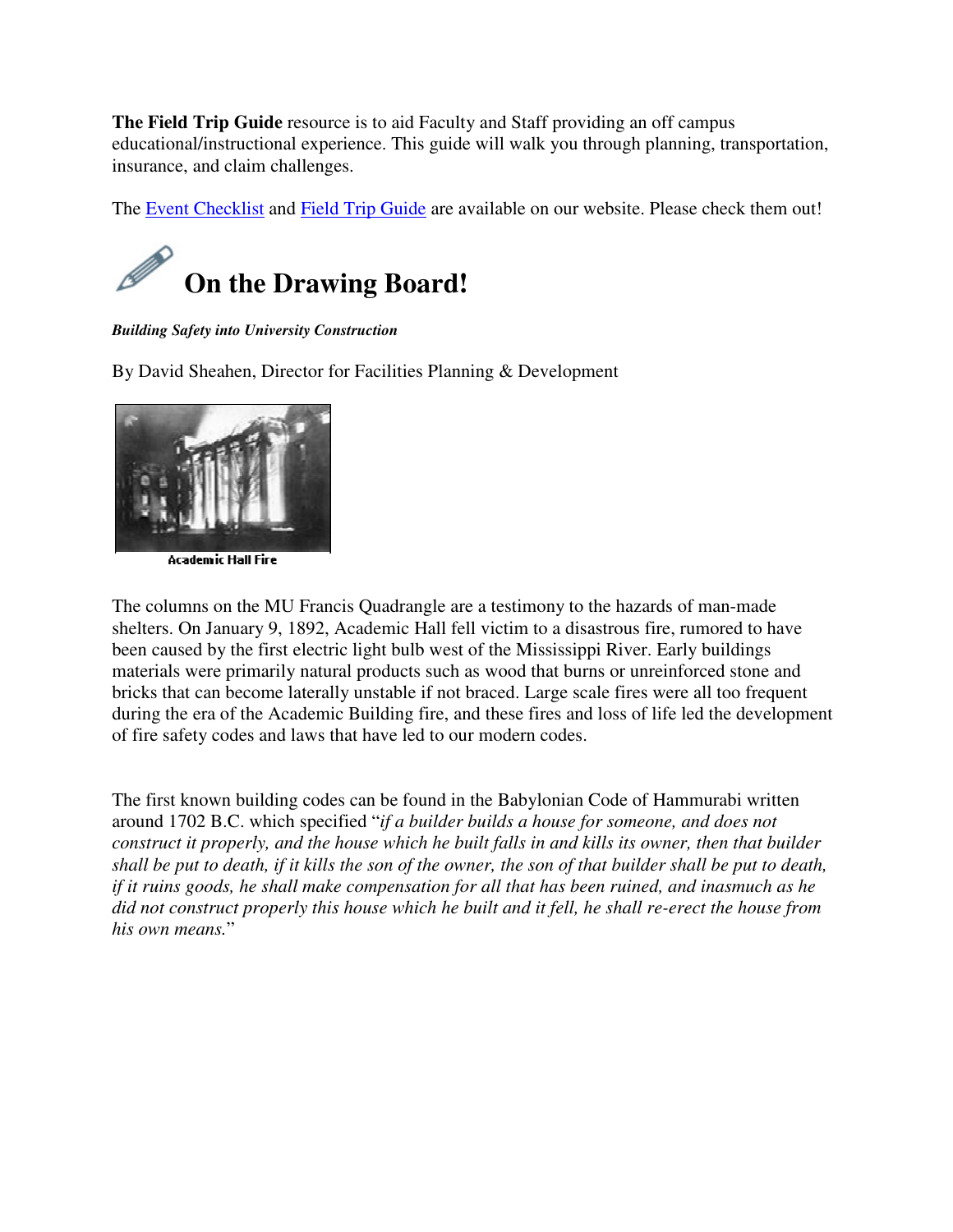**The Field Trip Guide** resource is to aid Faculty and Staff providing an off campus educational/instructional experience. This guide will walk you through planning, transportation, insurance, and claim challenges.

The Event Checklist and Field Trip Guide are available on our website. Please check them out!

# On the Drawing Board!

***Building Safety into University Construction***

By David Sheahen, Director for Facilities Planning & Development

Academic Hall Fire

The columns on the MU Francis Quadrangle are a testimony to the hazards of man-made shelters. On January 9, 1892, Academic Hall fell victim to a disastrous fire, rumored to have been caused by the first electric light bulb west of the Mississippi River. Early buildings materials were primarily natural products such as wood that burns or unreinforced stone and bricks that can become laterally unstable if not braced. Large scale fires were all too frequent during the era of the Academic Building fire, and these fires and loss of life led the development of fire safety codes and laws that have led to our modern codes.

The first known building codes can be found in the Babylonian Code of Hammurabi written around 1702 B.C. which specified "*if a builder builds a house for someone, and does not construct it properly, and the house which he built falls in and kills its owner, then that builder shall be put to death, if it kills the son of the owner, the son of that builder shall be put to death, if it ruins goods, he shall make compensation for all that has been ruined, and inasmuch as he did not construct properly this house which he built and it fell, he shall re-erect the house from his own means.*"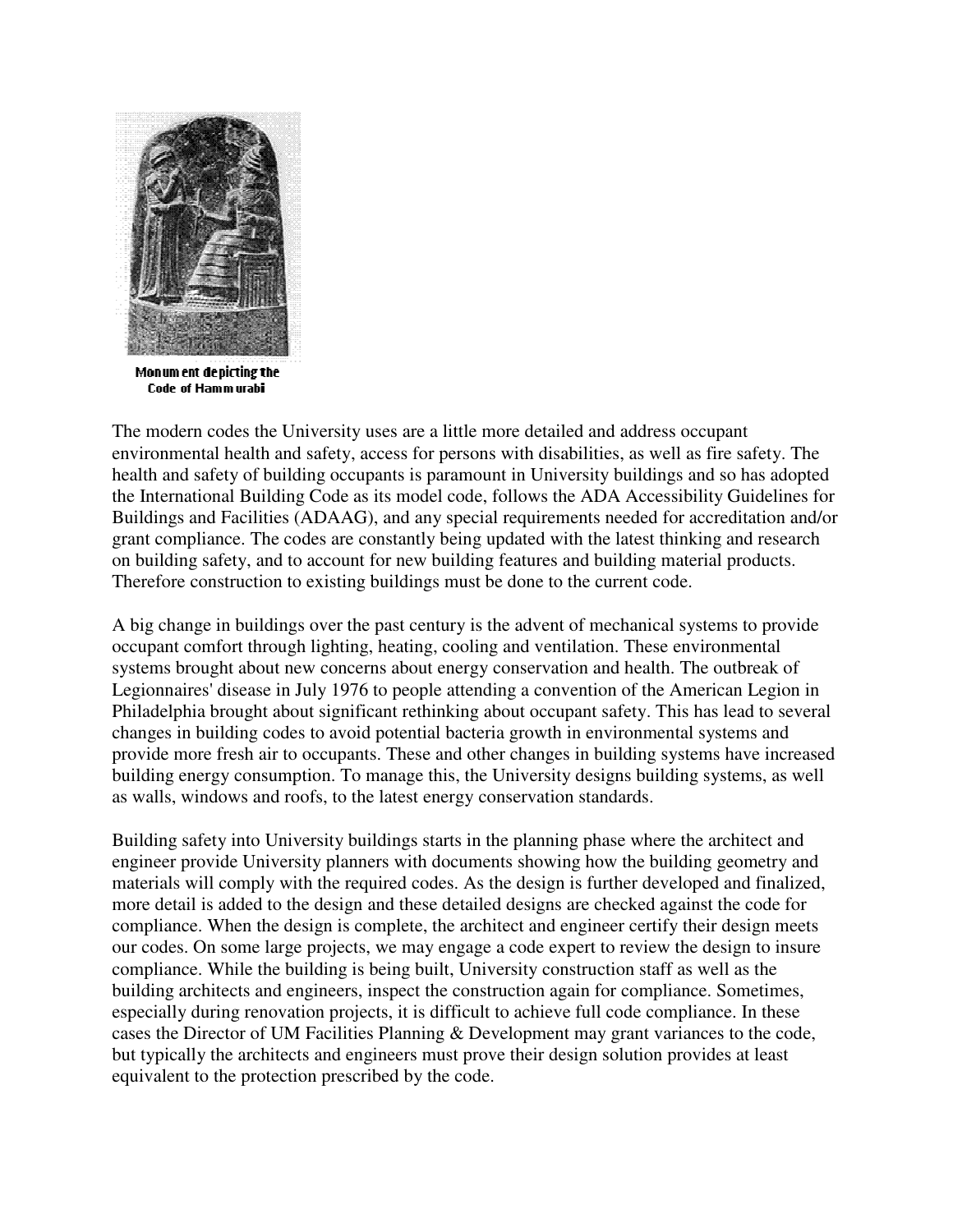Monument depicting the Code of Hammurabi

The modern codes the University uses are a little more detailed and address occupant environmental health and safety, access for persons with disabilities, as well as fire safety. The health and safety of building occupants is paramount in University buildings and so has adopted the International Building Code as its model code, follows the ADA Accessibility Guidelines for Buildings and Facilities (ADAAG), and any special requirements needed for accreditation and/or grant compliance. The codes are constantly being updated with the latest thinking and research on building safety, and to account for new building features and building material products. Therefore construction to existing buildings must be done to the current code.

A big change in buildings over the past century is the advent of mechanical systems to provide occupant comfort through lighting, heating, cooling and ventilation. These environmental systems brought about new concerns about energy conservation and health. The outbreak of Legionnaires' disease in July 1976 to people attending a convention of the American Legion in Philadelphia brought about significant rethinking about occupant safety. This has lead to several changes in building codes to avoid potential bacteria growth in environmental systems and provide more fresh air to occupants. These and other changes in building systems have increased building energy consumption. To manage this, the University designs building systems, as well as walls, windows and roofs, to the latest energy conservation standards.

Building safety into University buildings starts in the planning phase where the architect and engineer provide University planners with documents showing how the building geometry and materials will comply with the required codes. As the design is further developed and finalized, more detail is added to the design and these detailed designs are checked against the code for compliance. When the design is complete, the architect and engineer certify their design meets our codes. On some large projects, we may engage a code expert to review the design to insure compliance. While the building is being built, University construction staff as well as the building architects and engineers, inspect the construction again for compliance. Sometimes, especially during renovation projects, it is difficult to achieve full code compliance. In these cases the Director of UM Facilities Planning & Development may grant variances to the code, but typically the architects and engineers must prove their design solution provides at least equivalent to the protection prescribed by the code.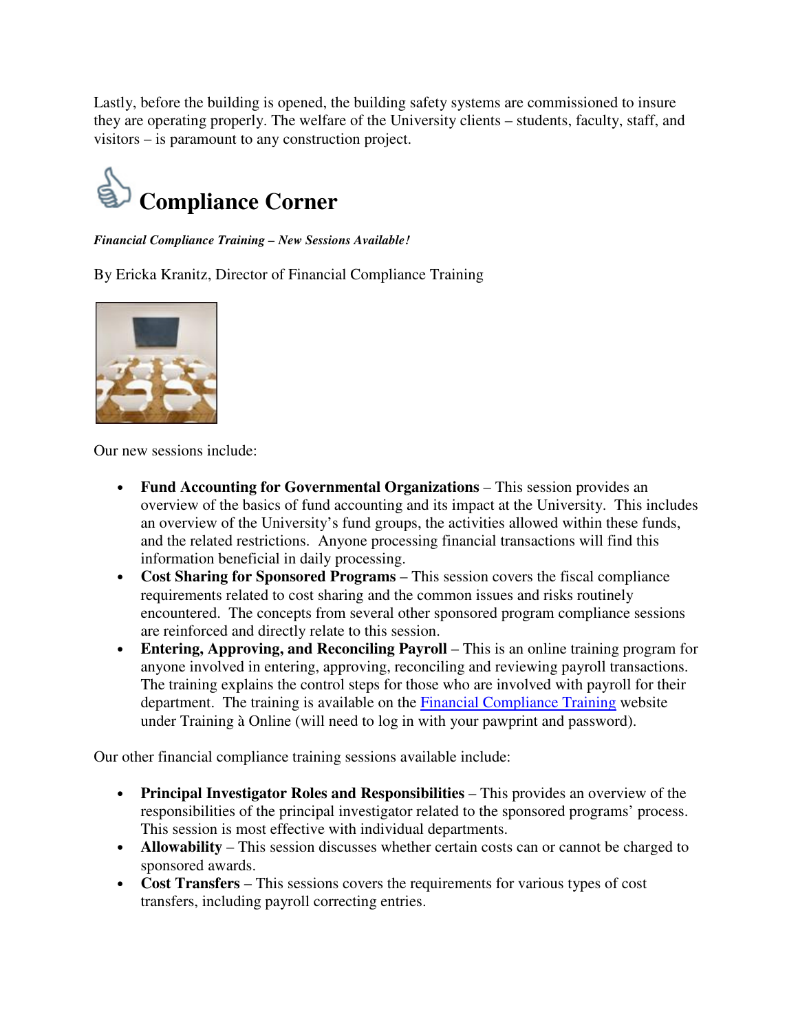Lastly, before the building is opened, the building safety systems are commissioned to insure they are operating properly. The welfare of the University clients – students, faculty, staff, and visitors – is paramount to any construction project.

# Compliance Corner

***Financial Compliance Training – New Sessions Available!***

By Ericka Kranitz, Director of Financial Compliance Training

Our new sessions include:

- **Fund Accounting for Governmental Organizations** – This session provides an overview of the basics of fund accounting and its impact at the University. This includes an overview of the University's fund groups, the activities allowed within these funds, and the related restrictions. Anyone processing financial transactions will find this information beneficial in daily processing.
- **Cost Sharing for Sponsored Programs** – This session covers the fiscal compliance requirements related to cost sharing and the common issues and risks routinely encountered. The concepts from several other sponsored program compliance sessions are reinforced and directly relate to this session.
- **Entering, Approving, and Reconciling Payroll** – This is an online training program for anyone involved in entering, approving, reconciling and reviewing payroll transactions. The training explains the control steps for those who are involved with payroll for their department. The training is available on the Financial Compliance Training website under Training à Online (will need to log in with your pawprint and password).

Our other financial compliance training sessions available include:

- **Principal Investigator Roles and Responsibilities** – This provides an overview of the responsibilities of the principal investigator related to the sponsored programs' process. This session is most effective with individual departments.
- **Allowability** – This session discusses whether certain costs can or cannot be charged to sponsored awards.
- **Cost Transfers** – This sessions covers the requirements for various types of cost transfers, including payroll correcting entries.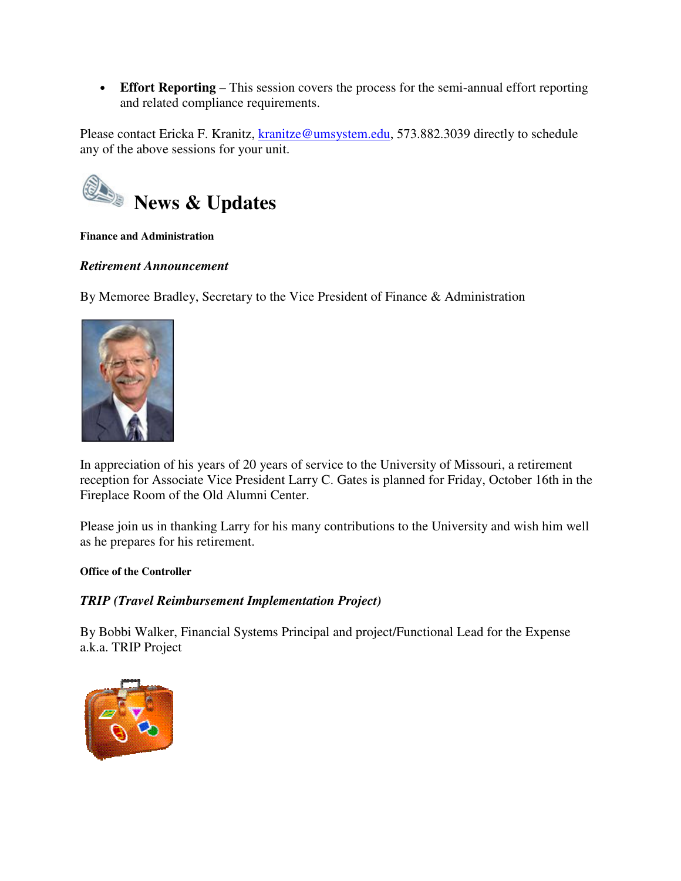- **Effort Reporting** – This session covers the process for the semi-annual effort reporting and related compliance requirements.

Please contact Ericka F. Kranitz, kranitze@umsystem.edu, 573.882.3039 directly to schedule any of the above sessions for your unit.

# News & Updates

**Finance and Administration**

***Retirement Announcement***

By Memoree Bradley, Secretary to the Vice President of Finance & Administration

In appreciation of his years of 20 years of service to the University of Missouri, a retirement reception for Associate Vice President Larry C. Gates is planned for Friday, October 16th in the Fireplace Room of the Old Alumni Center.

Please join us in thanking Larry for his many contributions to the University and wish him well as he prepares for his retirement.

**Office of the Controller**

***TRIP (Travel Reimbursement Implementation Project)***

By Bobbi Walker, Financial Systems Principal and project/Functional Lead for the Expense a.k.a. TRIP Project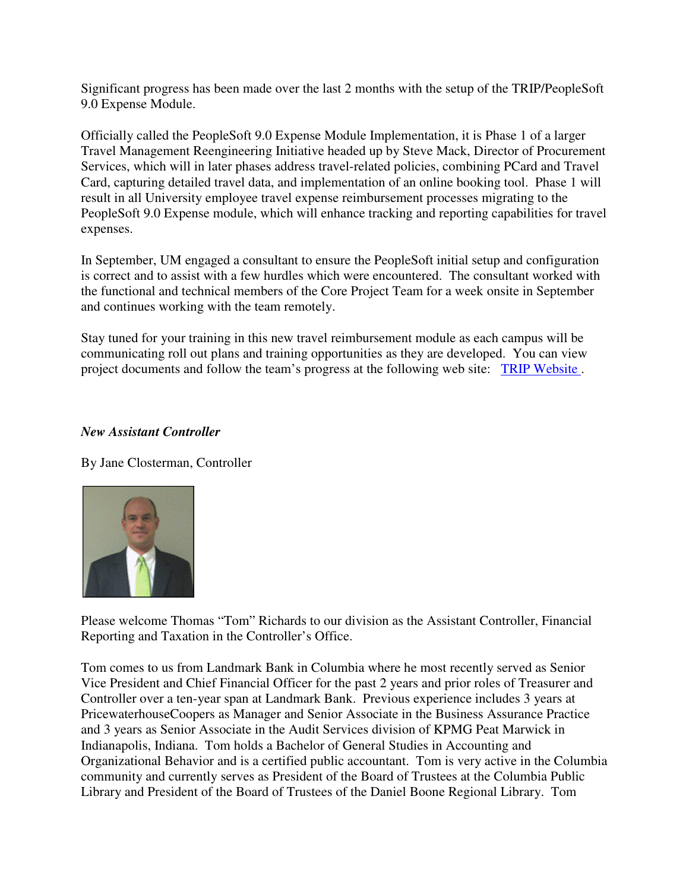Significant progress has been made over the last 2 months with the setup of the TRIP/PeopleSoft 9.0 Expense Module.

Officially called the PeopleSoft 9.0 Expense Module Implementation, it is Phase 1 of a larger Travel Management Reengineering Initiative headed up by Steve Mack, Director of Procurement Services, which will in later phases address travel-related policies, combining PCard and Travel Card, capturing detailed travel data, and implementation of an online booking tool. Phase 1 will result in all University employee travel expense reimbursement processes migrating to the PeopleSoft 9.0 Expense module, which will enhance tracking and reporting capabilities for travel expenses.

In September, UM engaged a consultant to ensure the PeopleSoft initial setup and configuration is correct and to assist with a few hurdles which were encountered. The consultant worked with the functional and technical members of the Core Project Team for a week onsite in September and continues working with the team remotely.

Stay tuned for your training in this new travel reimbursement module as each campus will be communicating roll out plans and training opportunities as they are developed. You can view project documents and follow the team's progress at the following web site: [TRIP Website](#).

### *New Assistant Controller*

By Jane Closterman, Controller

Please welcome Thomas "Tom" Richards to our division as the Assistant Controller, Financial Reporting and Taxation in the Controller's Office.

Tom comes to us from Landmark Bank in Columbia where he most recently served as Senior Vice President and Chief Financial Officer for the past 2 years and prior roles of Treasurer and Controller over a ten-year span at Landmark Bank. Previous experience includes 3 years at PricewaterhouseCoopers as Manager and Senior Associate in the Business Assurance Practice and 3 years as Senior Associate in the Audit Services division of KPMG Peat Marwick in Indianapolis, Indiana. Tom holds a Bachelor of General Studies in Accounting and Organizational Behavior and is a certified public accountant. Tom is very active in the Columbia community and currently serves as President of the Board of Trustees at the Columbia Public Library and President of the Board of Trustees of the Daniel Boone Regional Library. Tom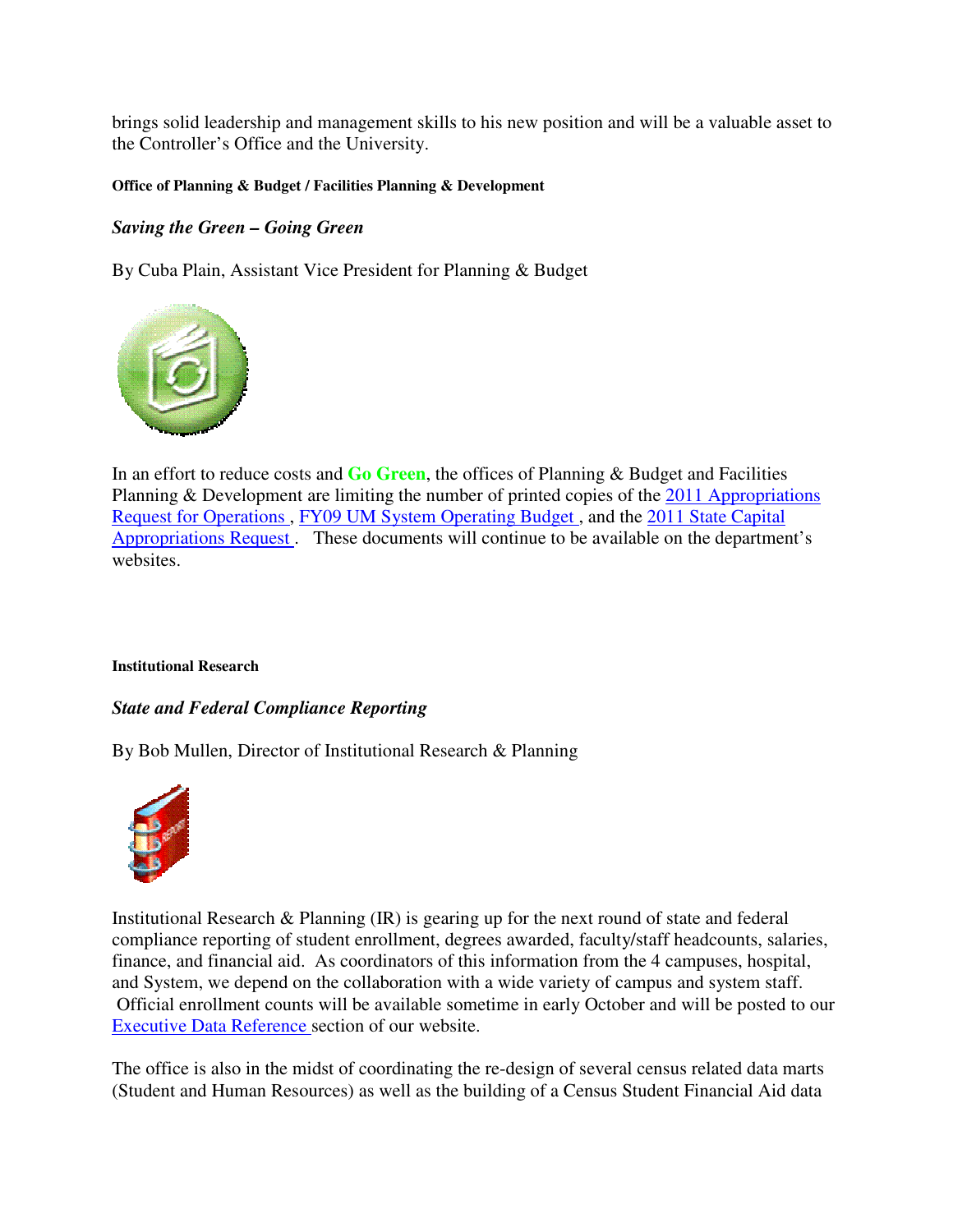brings solid leadership and management skills to his new position and will be a valuable asset to the Controller's Office and the University.

**Office of Planning & Budget / Facilities Planning & Development**

***Saving the Green – Going Green***

By Cuba Plain, Assistant Vice President for Planning & Budget

In an effort to reduce costs and **Go Green**, the offices of Planning & Budget and Facilities Planning & Development are limiting the number of printed copies of the 2011 Appropriations Request for Operations , FY09 UM System Operating Budget , and the 2011 State Capital Appropriations Request . These documents will continue to be available on the department's websites.

**Institutional Research**

***State and Federal Compliance Reporting***

By Bob Mullen, Director of Institutional Research & Planning

Institutional Research & Planning (IR) is gearing up for the next round of state and federal compliance reporting of student enrollment, degrees awarded, faculty/staff headcounts, salaries, finance, and financial aid. As coordinators of this information from the 4 campuses, hospital, and System, we depend on the collaboration with a wide variety of campus and system staff. Official enrollment counts will be available sometime in early October and will be posted to our Executive Data Reference section of our website.

The office is also in the midst of coordinating the re-design of several census related data marts (Student and Human Resources) as well as the building of a Census Student Financial Aid data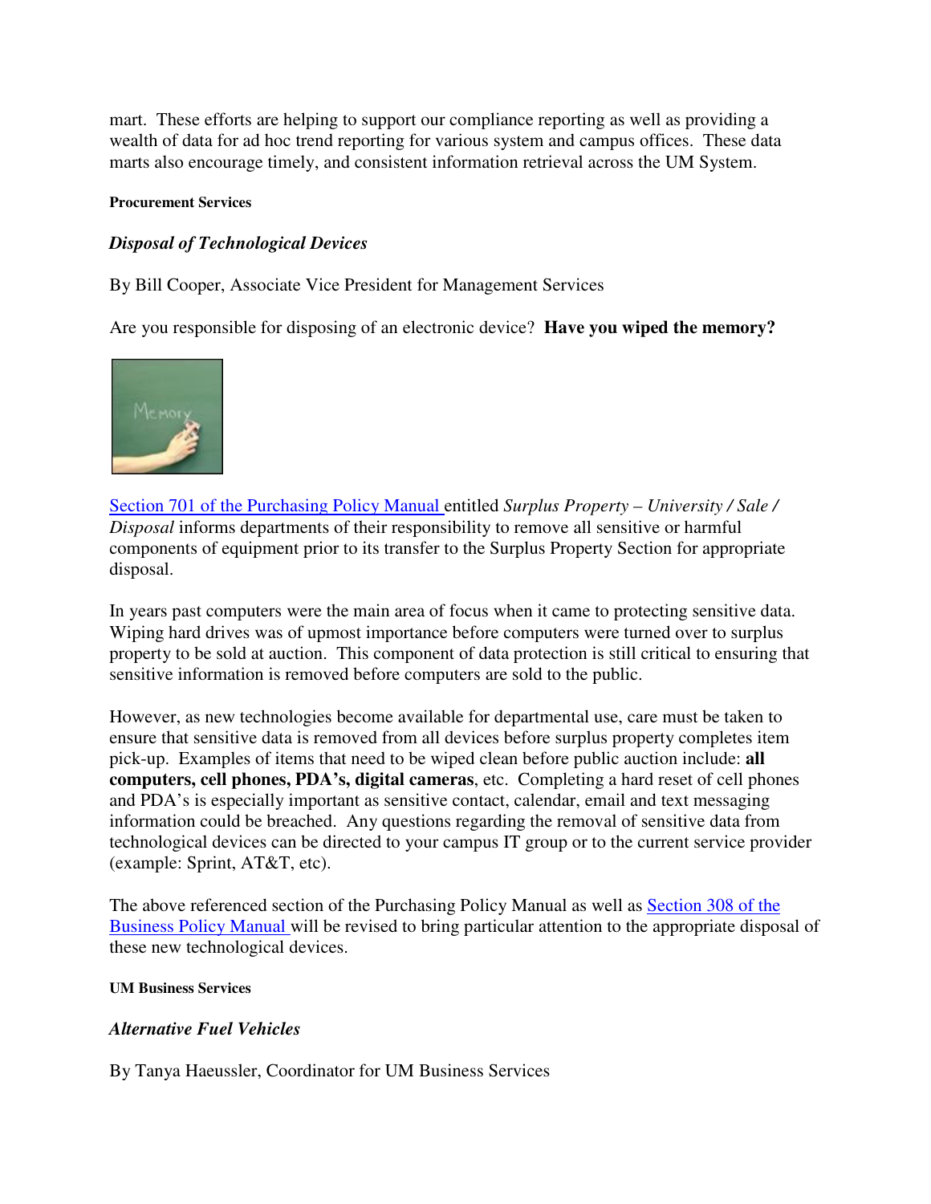mart. These efforts are helping to support our compliance reporting as well as providing a wealth of data for ad hoc trend reporting for various system and campus offices. These data marts also encourage timely, and consistent information retrieval across the UM System.

#### Procurement Services

### *Disposal of Technological Devices*

By Bill Cooper, Associate Vice President for Management Services

Are you responsible for disposing of an electronic device? **Have you wiped the memory?**

Section 701 of the Purchasing Policy Manual entitled *Surplus Property – University / Sale / Disposal* informs departments of their responsibility to remove all sensitive or harmful components of equipment prior to its transfer to the Surplus Property Section for appropriate disposal.

In years past computers were the main area of focus when it came to protecting sensitive data. Wiping hard drives was of upmost importance before computers were turned over to surplus property to be sold at auction. This component of data protection is still critical to ensuring that sensitive information is removed before computers are sold to the public.

However, as new technologies become available for departmental use, care must be taken to ensure that sensitive data is removed from all devices before surplus property completes item pick-up. Examples of items that need to be wiped clean before public auction include: **all computers, cell phones, PDA's, digital cameras**, etc. Completing a hard reset of cell phones and PDA's is especially important as sensitive contact, calendar, email and text messaging information could be breached. Any questions regarding the removal of sensitive data from technological devices can be directed to your campus IT group or to the current service provider (example: Sprint, AT&T, etc).

The above referenced section of the Purchasing Policy Manual as well as Section 308 of the Business Policy Manual will be revised to bring particular attention to the appropriate disposal of these new technological devices.

#### UM Business Services

### *Alternative Fuel Vehicles*

By Tanya Haeussler, Coordinator for UM Business Services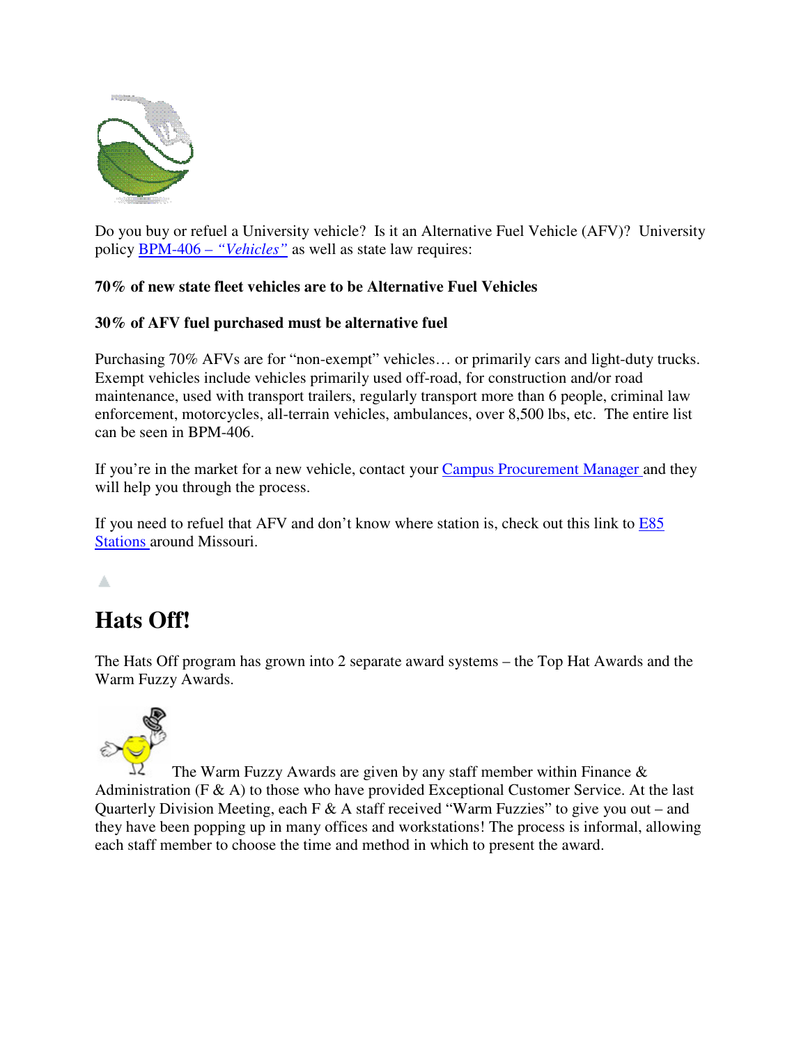Do you buy or refuel a University vehicle? Is it an Alternative Fuel Vehicle (AFV)? University policy BPM-406 – *"Vehicles"* as well as state law requires:

**70% of new state fleet vehicles are to be Alternative Fuel Vehicles**

**30% of AFV fuel purchased must be alternative fuel**

Purchasing 70% AFVs are for "non-exempt" vehicles… or primarily cars and light-duty trucks. Exempt vehicles include vehicles primarily used off-road, for construction and/or road maintenance, used with transport trailers, regularly transport more than 6 people, criminal law enforcement, motorcycles, all-terrain vehicles, ambulances, over 8,500 lbs, etc. The entire list can be seen in BPM-406.

If you're in the market for a new vehicle, contact your Campus Procurement Manager and they will help you through the process.

If you need to refuel that AFV and don't know where station is, check out this link to E85 Stations around Missouri.

# Hats Off!

The Hats Off program has grown into 2 separate award systems – the Top Hat Awards and the Warm Fuzzy Awards.

The Warm Fuzzy Awards are given by any staff member within Finance & Administration (F & A) to those who have provided Exceptional Customer Service. At the last Quarterly Division Meeting, each F & A staff received "Warm Fuzzies" to give you out – and they have been popping up in many offices and workstations! The process is informal, allowing each staff member to choose the time and method in which to present the award.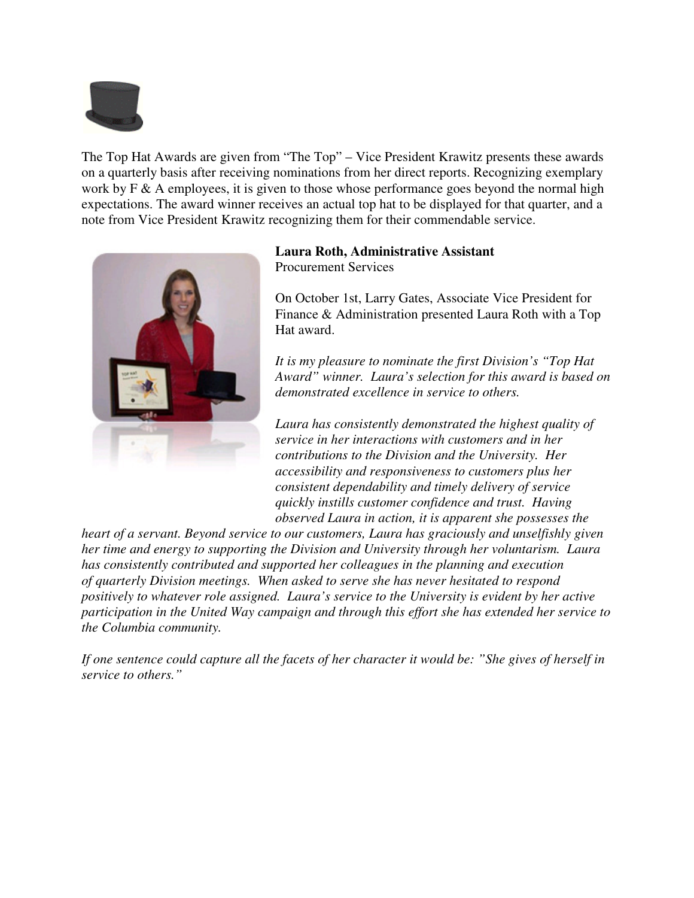The Top Hat Awards are given from "The Top" – Vice President Krawitz presents these awards on a quarterly basis after receiving nominations from her direct reports. Recognizing exemplary work by F & A employees, it is given to those whose performance goes beyond the normal high expectations. The award winner receives an actual top hat to be displayed for that quarter, and a note from Vice President Krawitz recognizing them for their commendable service.

**Laura Roth, Administrative Assistant**
Procurement Services

On October 1st, Larry Gates, Associate Vice President for Finance & Administration presented Laura Roth with a Top Hat award.

*It is my pleasure to nominate the first Division's "Top Hat Award" winner. Laura's selection for this award is based on demonstrated excellence in service to others.*

*Laura has consistently demonstrated the highest quality of service in her interactions with customers and in her contributions to the Division and the University. Her accessibility and responsiveness to customers plus her consistent dependability and timely delivery of service quickly instills customer confidence and trust. Having observed Laura in action, it is apparent she possesses the heart of a servant. Beyond service to our customers, Laura has graciously and unselfishly given her time and energy to supporting the Division and University through her voluntarism. Laura has consistently contributed and supported her colleagues in the planning and execution of quarterly Division meetings. When asked to serve she has never hesitated to respond positively to whatever role assigned. Laura's service to the University is evident by her active participation in the United Way campaign and through this effort she has extended her service to the Columbia community.*

*If one sentence could capture all the facets of her character it would be: "She gives of herself in service to others."*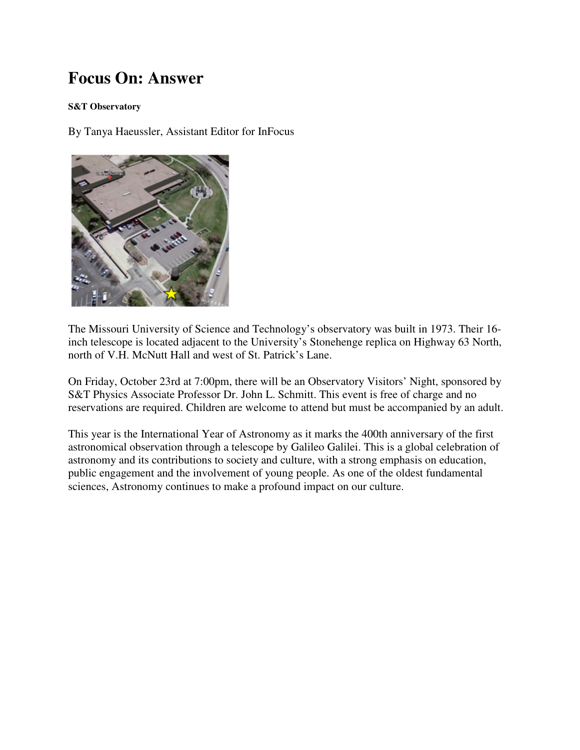# Focus On: Answer

**S&T Observatory**

By Tanya Haeussler, Assistant Editor for InFocus

The Missouri University of Science and Technology's observatory was built in 1973. Their 16-inch telescope is located adjacent to the University's Stonehenge replica on Highway 63 North, north of V.H. McNutt Hall and west of St. Patrick's Lane.

On Friday, October 23rd at 7:00pm, there will be an Observatory Visitors' Night, sponsored by S&T Physics Associate Professor Dr. John L. Schmitt. This event is free of charge and no reservations are required. Children are welcome to attend but must be accompanied by an adult.

This year is the International Year of Astronomy as it marks the 400th anniversary of the first astronomical observation through a telescope by Galileo Galilei. This is a global celebration of astronomy and its contributions to society and culture, with a strong emphasis on education, public engagement and the involvement of young people. As one of the oldest fundamental sciences, Astronomy continues to make a profound impact on our culture.